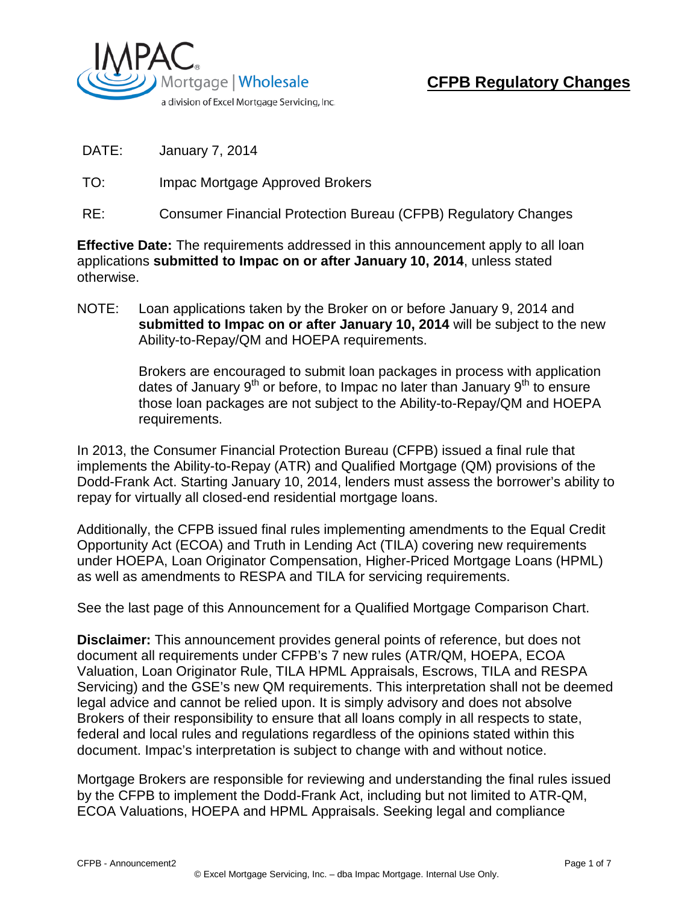IMPAC Mortgage | Wholesale
a division of Excel Mortgage Servicing, Inc.

# CFPB Regulatory Changes

DATE: January 7, 2014

TO: Impac Mortgage Approved Brokers

RE: Consumer Financial Protection Bureau (CFPB) Regulatory Changes

**Effective Date:** The requirements addressed in this announcement apply to all loan applications **submitted to Impac on or after January 10, 2014**, unless stated otherwise.

NOTE: Loan applications taken by the Broker on or before January 9, 2014 and **submitted to Impac on or after January 10, 2014** will be subject to the new Ability-to-Repay/QM and HOEPA requirements.

Brokers are encouraged to submit loan packages in process with application dates of January 9th or before, to Impac no later than January 9th to ensure those loan packages are not subject to the Ability-to-Repay/QM and HOEPA requirements.

In 2013, the Consumer Financial Protection Bureau (CFPB) issued a final rule that implements the Ability-to-Repay (ATR) and Qualified Mortgage (QM) provisions of the Dodd-Frank Act. Starting January 10, 2014, lenders must assess the borrower's ability to repay for virtually all closed-end residential mortgage loans.

Additionally, the CFPB issued final rules implementing amendments to the Equal Credit Opportunity Act (ECOA) and Truth in Lending Act (TILA) covering new requirements under HOEPA, Loan Originator Compensation, Higher-Priced Mortgage Loans (HPML) as well as amendments to RESPA and TILA for servicing requirements.

See the last page of this Announcement for a Qualified Mortgage Comparison Chart.

**Disclaimer:** This announcement provides general points of reference, but does not document all requirements under CFPB's 7 new rules (ATR/QM, HOEPA, ECOA Valuation, Loan Originator Rule, TILA HPML Appraisals, Escrows, TILA and RESPA Servicing) and the GSE's new QM requirements. This interpretation shall not be deemed legal advice and cannot be relied upon. It is simply advisory and does not absolve Brokers of their responsibility to ensure that all loans comply in all respects to state, federal and local rules and regulations regardless of the opinions stated within this document. Impac's interpretation is subject to change with and without notice.

Mortgage Brokers are responsible for reviewing and understanding the final rules issued by the CFPB to implement the Dodd-Frank Act, including but not limited to ATR-QM, ECOA Valuations, HOEPA and HPML Appraisals. Seeking legal and compliance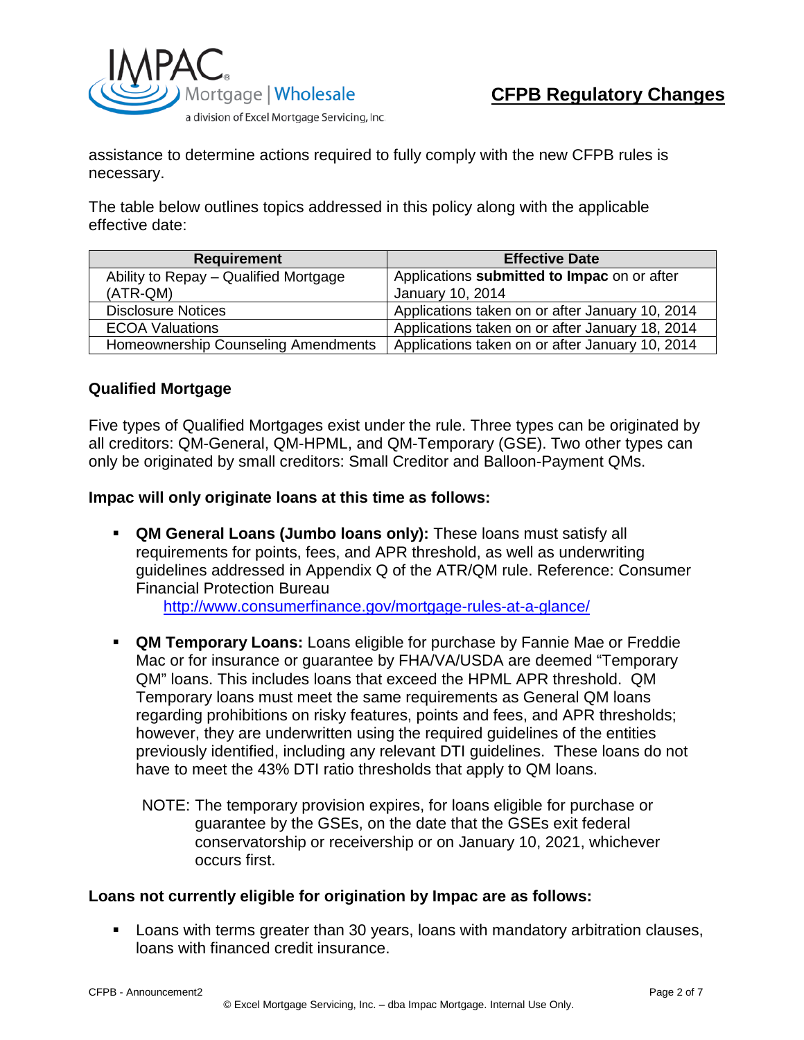assistance to determine actions required to fully comply with the new CFPB rules is necessary.

The table below outlines topics addressed in this policy along with the applicable effective date:

| Requirement | Effective Date |
|---|---|
| Ability to Repay – Qualified Mortgage (ATR-QM) | Applications **submitted to Impac** on or after January 10, 2014 |
| Disclosure Notices | Applications taken on or after January 10, 2014 |
| ECOA Valuations | Applications taken on or after January 18, 2014 |
| Homeownership Counseling Amendments | Applications taken on or after January 10, 2014 |

### Qualified Mortgage

Five types of Qualified Mortgages exist under the rule. Three types can be originated by all creditors: QM-General, QM-HPML, and QM-Temporary (GSE). Two other types can only be originated by small creditors: Small Creditor and Balloon-Payment QMs.

**Impac will only originate loans at this time as follows:**

- **QM General Loans (Jumbo loans only):** These loans must satisfy all requirements for points, fees, and APR threshold, as well as underwriting guidelines addressed in Appendix Q of the ATR/QM rule. Reference: Consumer Financial Protection Bureau
  http://www.consumerfinance.gov/mortgage-rules-at-a-glance/

- **QM Temporary Loans:** Loans eligible for purchase by Fannie Mae or Freddie Mac or for insurance or guarantee by FHA/VA/USDA are deemed "Temporary QM" loans. This includes loans that exceed the HPML APR threshold. QM Temporary loans must meet the same requirements as General QM loans regarding prohibitions on risky features, points and fees, and APR thresholds; however, they are underwritten using the required guidelines of the entities previously identified, including any relevant DTI guidelines. These loans do not have to meet the 43% DTI ratio thresholds that apply to QM loans.

  NOTE: The temporary provision expires, for loans eligible for purchase or guarantee by the GSEs, on the date that the GSEs exit federal conservatorship or receivership or on January 10, 2021, whichever occurs first.

**Loans not currently eligible for origination by Impac are as follows:**

- Loans with terms greater than 30 years, loans with mandatory arbitration clauses, loans with financed credit insurance.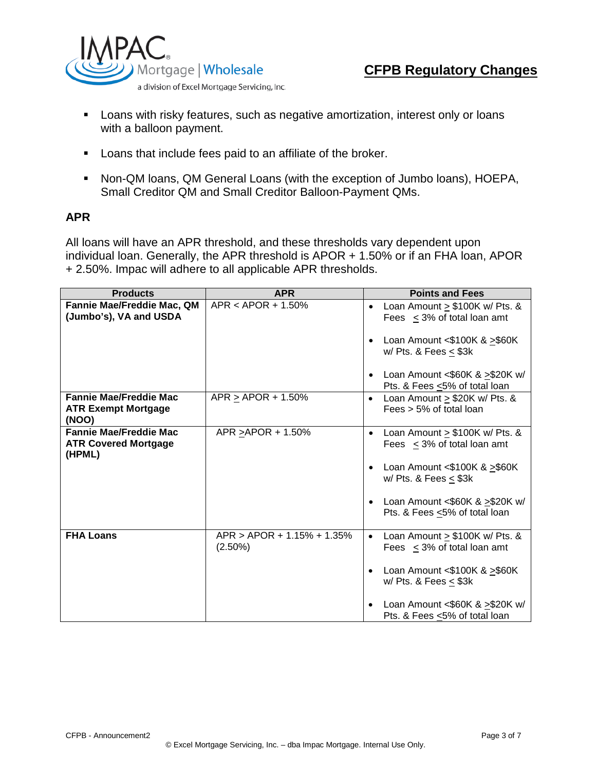- Loans with risky features, such as negative amortization, interest only or loans with a balloon payment.
- Loans that include fees paid to an affiliate of the broker.
- Non-QM loans, QM General Loans (with the exception of Jumbo loans), HOEPA, Small Creditor QM and Small Creditor Balloon-Payment QMs.

## APR

All loans will have an APR threshold, and these thresholds vary dependent upon individual loan. Generally, the APR threshold is APOR + 1.50% or if an FHA loan, APOR + 2.50%. Impac will adhere to all applicable APR thresholds.

| Products | APR | Points and Fees |
|---|---|---|
| **Fannie Mae/Freddie Mac, QM (Jumbo's), VA and USDA** | APR < APOR + 1.50% | • Loan Amount ≥ \$100K w/ Pts. & Fees ≤ 3% of total loan amt<br>• Loan Amount <\$100K & ≥\$60K w/ Pts. & Fees ≤ \$3k<br>• Loan Amount <\$60K & ≥\$20K w/ Pts. & Fees ≤5% of total loan |
| **Fannie Mae/Freddie Mac ATR Exempt Mortgage (NOO)** | APR ≥ APOR + 1.50% | • Loan Amount ≥ \$20K w/ Pts. & Fees > 5% of total loan |
| **Fannie Mae/Freddie Mac ATR Covered Mortgage (HPML)** | APR ≥APOR + 1.50% | • Loan Amount ≥ \$100K w/ Pts. & Fees ≤ 3% of total loan amt<br>• Loan Amount <\$100K & ≥\$60K w/ Pts. & Fees ≤ \$3k<br>• Loan Amount <\$60K & ≥\$20K w/ Pts. & Fees ≤5% of total loan |
| **FHA Loans** | APR > APOR + 1.15% + 1.35% (2.50%) | • Loan Amount ≥ \$100K w/ Pts. & Fees ≤ 3% of total loan amt<br>• Loan Amount <\$100K & ≥\$60K w/ Pts. & Fees ≤ \$3k<br>• Loan Amount <\$60K & ≥\$20K w/ Pts. & Fees ≤5% of total loan |

CFPB - Announcement2

© Excel Mortgage Servicing, Inc. – dba Impac Mortgage. Internal Use Only.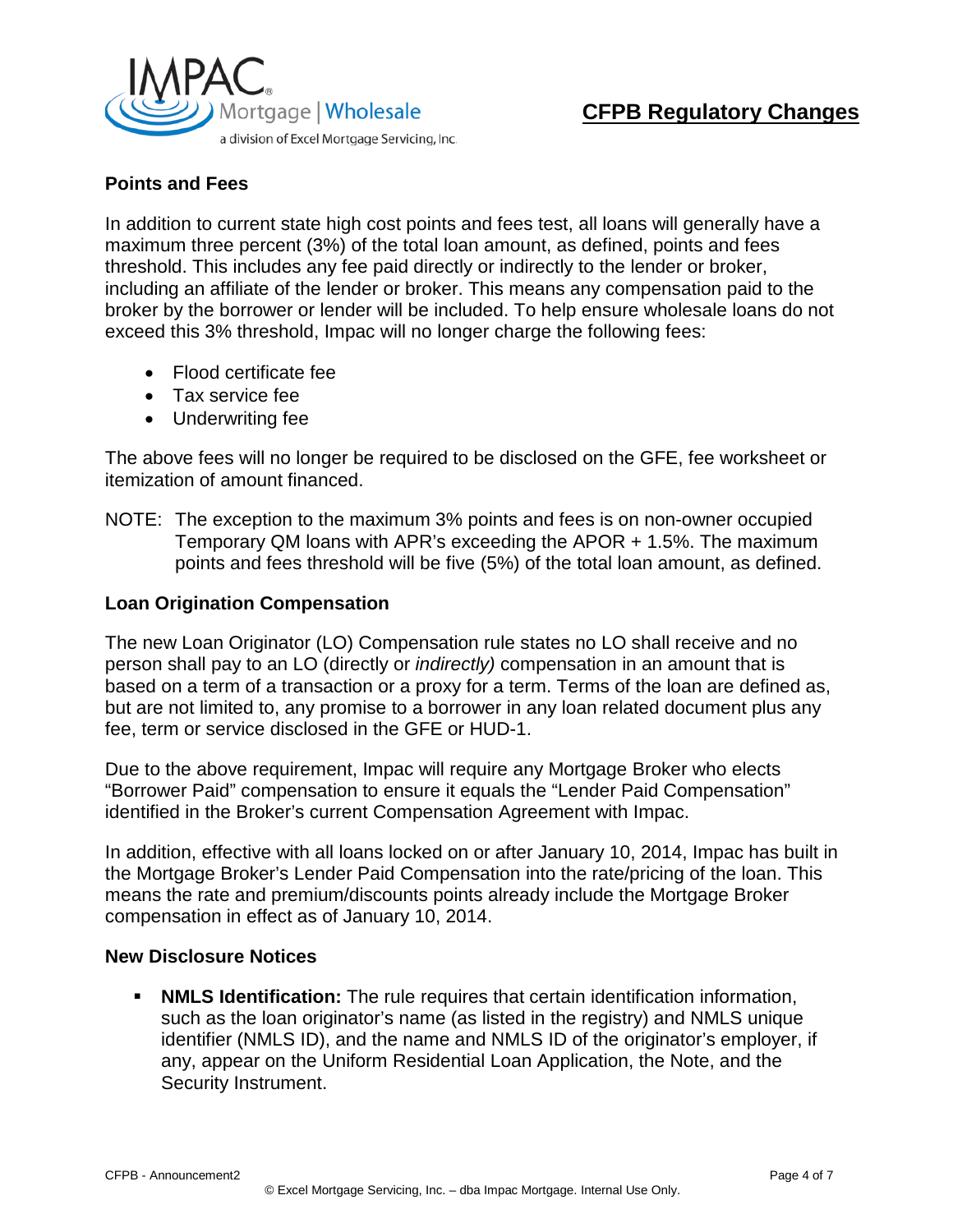## CFPB Regulatory Changes

### Points and Fees

In addition to current state high cost points and fees test, all loans will generally have a maximum three percent (3%) of the total loan amount, as defined, points and fees threshold. This includes any fee paid directly or indirectly to the lender or broker, including an affiliate of the lender or broker. This means any compensation paid to the broker by the borrower or lender will be included. To help ensure wholesale loans do not exceed this 3% threshold, Impac will no longer charge the following fees:

- Flood certificate fee
- Tax service fee
- Underwriting fee

The above fees will no longer be required to be disclosed on the GFE, fee worksheet or itemization of amount financed.

NOTE: The exception to the maximum 3% points and fees is on non-owner occupied Temporary QM loans with APR's exceeding the APOR + 1.5%. The maximum points and fees threshold will be five (5%) of the total loan amount, as defined.

### Loan Origination Compensation

The new Loan Originator (LO) Compensation rule states no LO shall receive and no person shall pay to an LO (directly or *indirectly)* compensation in an amount that is based on a term of a transaction or a proxy for a term. Terms of the loan are defined as, but are not limited to, any promise to a borrower in any loan related document plus any fee, term or service disclosed in the GFE or HUD-1.

Due to the above requirement, Impac will require any Mortgage Broker who elects "Borrower Paid" compensation to ensure it equals the "Lender Paid Compensation" identified in the Broker's current Compensation Agreement with Impac.

In addition, effective with all loans locked on or after January 10, 2014, Impac has built in the Mortgage Broker's Lender Paid Compensation into the rate/pricing of the loan. This means the rate and premium/discounts points already include the Mortgage Broker compensation in effect as of January 10, 2014.

### New Disclosure Notices

- **NMLS Identification:** The rule requires that certain identification information, such as the loan originator's name (as listed in the registry) and NMLS unique identifier (NMLS ID), and the name and NMLS ID of the originator's employer, if any, appear on the Uniform Residential Loan Application, the Note, and the Security Instrument.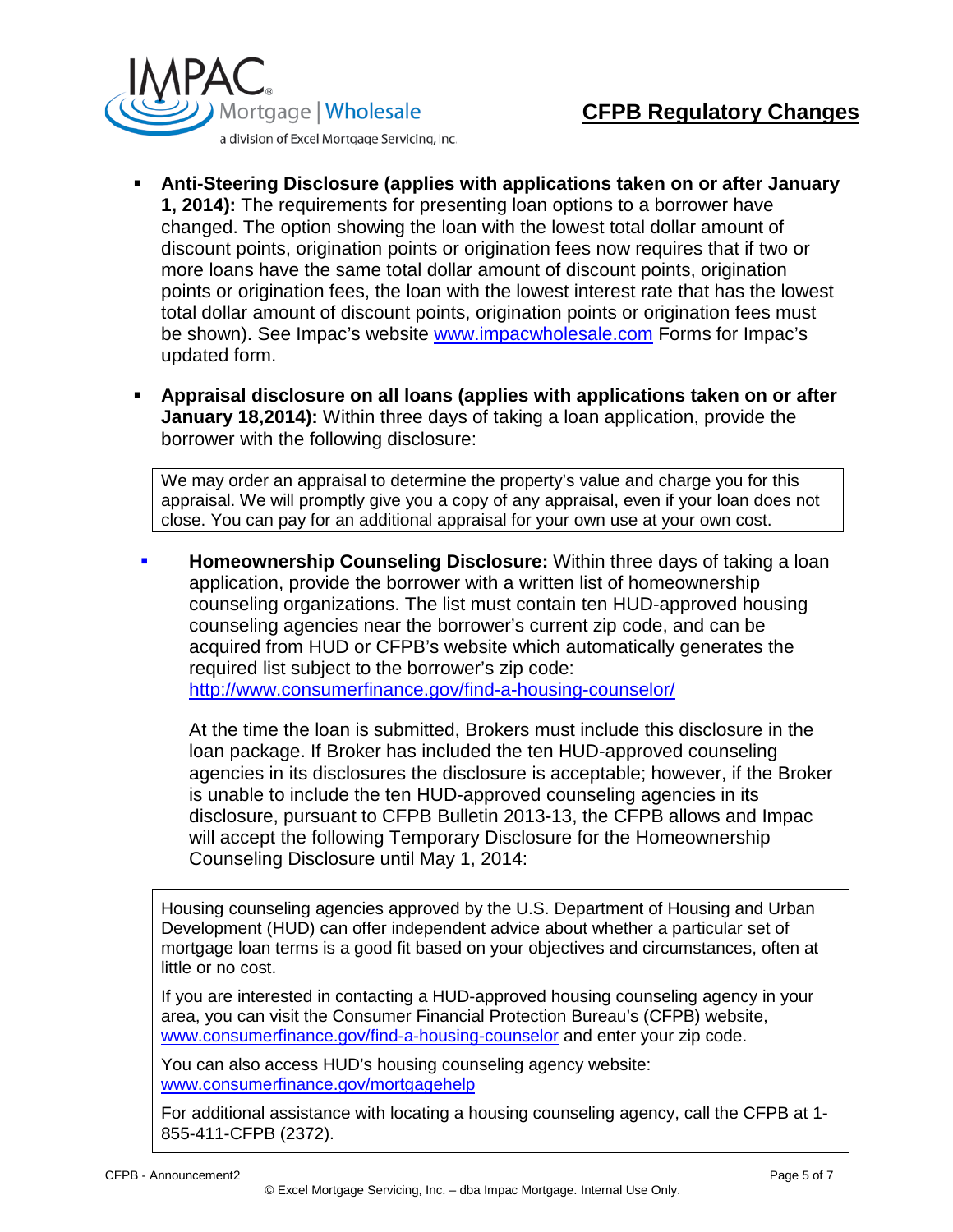- **Anti-Steering Disclosure (applies with applications taken on or after January 1, 2014):** The requirements for presenting loan options to a borrower have changed. The option showing the loan with the lowest total dollar amount of discount points, origination points or origination fees now requires that if two or more loans have the same total dollar amount of discount points, origination points or origination fees, the loan with the lowest interest rate that has the lowest total dollar amount of discount points, origination points or origination fees must be shown). See Impac's website www.impacwholesale.com Forms for Impac's updated form.

- **Appraisal disclosure on all loans (applies with applications taken on or after January 18,2014):** Within three days of taking a loan application, provide the borrower with the following disclosure:

> We may order an appraisal to determine the property's value and charge you for this appraisal. We will promptly give you a copy of any appraisal, even if your loan does not close. You can pay for an additional appraisal for your own use at your own cost.

- **Homeownership Counseling Disclosure:** Within three days of taking a loan application, provide the borrower with a written list of homeownership counseling organizations. The list must contain ten HUD-approved housing counseling agencies near the borrower's current zip code, and can be acquired from HUD or CFPB's website which automatically generates the required list subject to the borrower's zip code: http://www.consumerfinance.gov/find-a-housing-counselor/

  At the time the loan is submitted, Brokers must include this disclosure in the loan package. If Broker has included the ten HUD-approved counseling agencies in its disclosures the disclosure is acceptable; however, if the Broker is unable to include the ten HUD-approved counseling agencies in its disclosure, pursuant to CFPB Bulletin 2013-13, the CFPB allows and Impac will accept the following Temporary Disclosure for the Homeownership Counseling Disclosure until May 1, 2014:

> Housing counseling agencies approved by the U.S. Department of Housing and Urban Development (HUD) can offer independent advice about whether a particular set of mortgage loan terms is a good fit based on your objectives and circumstances, often at little or no cost.
>
> If you are interested in contacting a HUD-approved housing counseling agency in your area, you can visit the Consumer Financial Protection Bureau's (CFPB) website, www.consumerfinance.gov/find-a-housing-counselor and enter your zip code.
>
> You can also access HUD's housing counseling agency website: www.consumerfinance.gov/mortgagehelp
>
> For additional assistance with locating a housing counseling agency, call the CFPB at 1-855-411-CFPB (2372).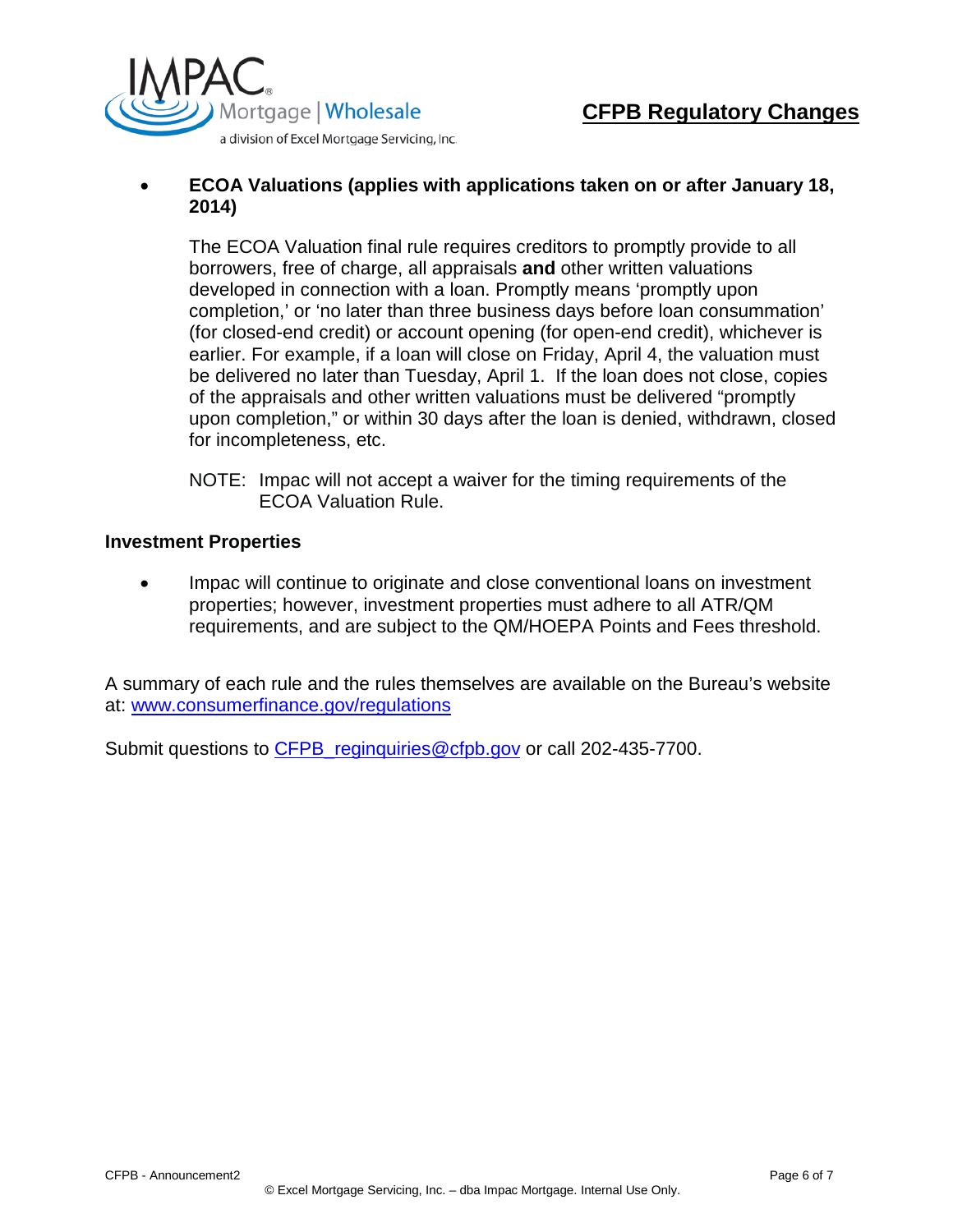- **ECOA Valuations (applies with applications taken on or after January 18, 2014)**

  The ECOA Valuation final rule requires creditors to promptly provide to all borrowers, free of charge, all appraisals **and** other written valuations developed in connection with a loan. Promptly means 'promptly upon completion,' or 'no later than three business days before loan consummation' (for closed-end credit) or account opening (for open-end credit), whichever is earlier. For example, if a loan will close on Friday, April 4, the valuation must be delivered no later than Tuesday, April 1. If the loan does not close, copies of the appraisals and other written valuations must be delivered "promptly upon completion," or within 30 days after the loan is denied, withdrawn, closed for incompleteness, etc.

  NOTE: Impac will not accept a waiver for the timing requirements of the ECOA Valuation Rule.

**Investment Properties**

- Impac will continue to originate and close conventional loans on investment properties; however, investment properties must adhere to all ATR/QM requirements, and are subject to the QM/HOEPA Points and Fees threshold.

A summary of each rule and the rules themselves are available on the Bureau's website at: [www.consumerfinance.gov/regulations](http://www.consumerfinance.gov/regulations)

Submit questions to [CFPB_reginquiries@cfpb.gov](mailto:CFPB_reginquiries@cfpb.gov) or call 202-435-7700.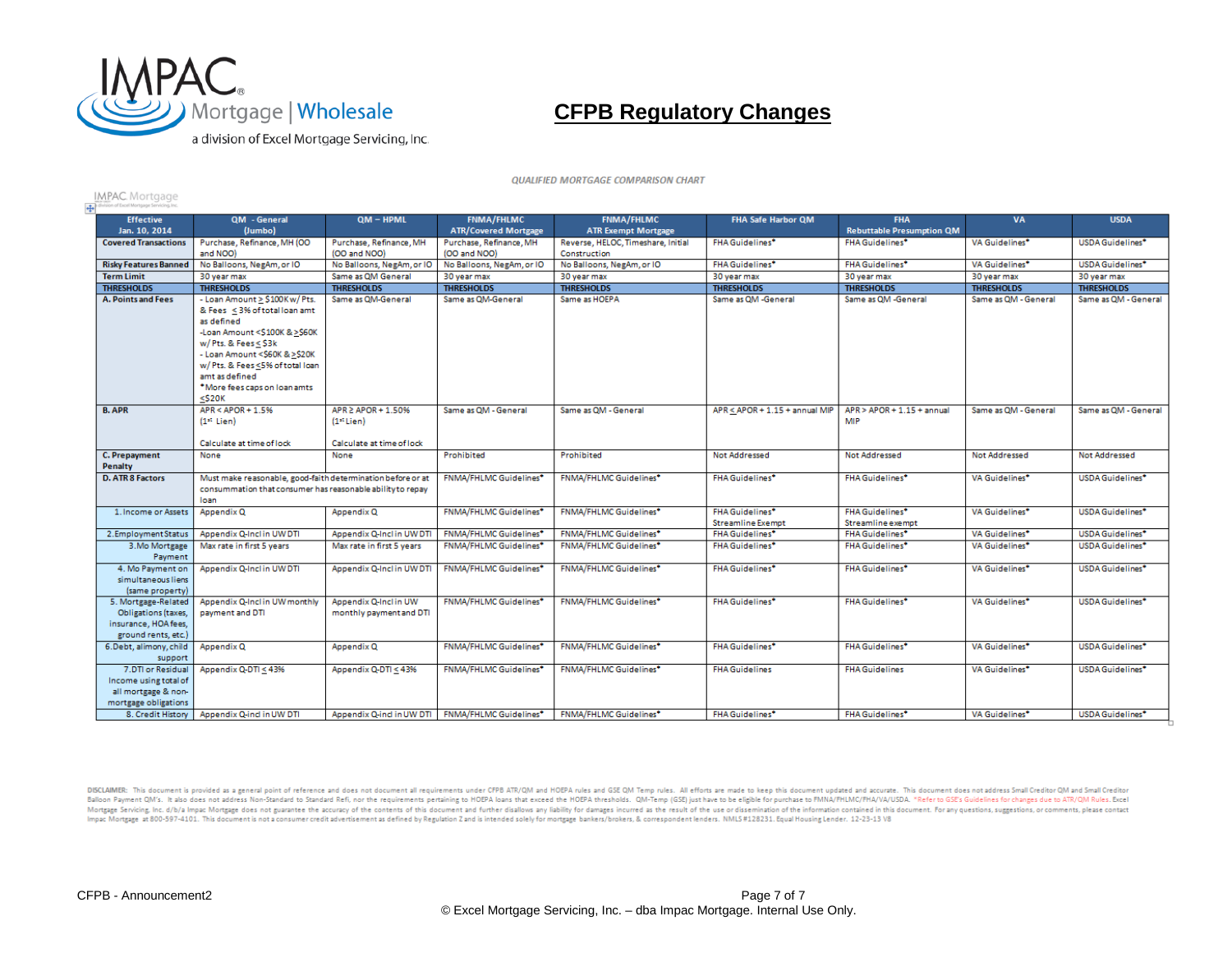IMPAC Mortgage | Wholesale

a division of Excel Mortgage Servicing, Inc.

# CFPB Regulatory Changes

*QUALIFIED MORTGAGE COMPARISON CHART*

| Effective Jan. 10, 2014 | QM - General (Jumbo) | QM – HPML | FNMA/FHLMC ATR/Covered Mortgage | FNMA/FHLMC ATR Exempt Mortgage | FHA Safe Harbor QM | FHA Rebuttable Presumption QM | VA | USDA |
|---|---|---|---|---|---|---|---|---|
| **Covered Transactions** | Purchase, Refinance, MH (OO and NOO) | Purchase, Refinance, MH (OO and NOO) | Purchase, Refinance, MH (OO and NOO) | Reverse, HELOC, Timeshare, Initial Construction | FHA Guidelines* | FHA Guidelines* | VA Guidelines* | USDA Guidelines* |
| **Risky Features Banned** | No Balloons, NegAm, or IO | No Balloons, NegAm, or IO | No Balloons, NegAm, or IO | No Balloons, NegAm, or IO | FHA Guidelines* | FHA Guidelines* | VA Guidelines* | USDA Guidelines* |
| **Term Limit** | 30 year max | Same as QM General | 30 year max | 30 year max | 30 year max | 30 year max | 30 year max | 30 year max |
| **THRESHOLDS** | **THRESHOLDS** | **THRESHOLDS** | **THRESHOLDS** | **THRESHOLDS** | **THRESHOLDS** | **THRESHOLDS** | **THRESHOLDS** | **THRESHOLDS** |
| **A. Points and Fees** | - Loan Amount ≥ $100K w/ Pts. & Fees ≤ 3% of total loan amt as defined<br>-Loan Amount <$100K & ≥$60K w/ Pts. & Fees ≤ $3k<br>- Loan Amount <$60K & ≥$20K w/ Pts. & Fees ≤5% of total loan amt as defined<br>*More fees caps on loan amts ≤$20K | Same as QM-General | Same as QM-General | Same as HOEPA | Same as QM -General | Same as QM -General | Same as QM - General | Same as QM - General |
| **B. APR** | APR < APOR + 1.5% (1st Lien)<br><br>Calculate at time of lock | APR ≥ APOR + 1.50% (1st Lien)<br><br>Calculate at time of lock | Same as QM - General | Same as QM - General | APR ≤ APOR + 1.15 + annual MIP | APR > APOR + 1.15 + annual MIP | Same as QM - General | Same as QM - General |
| **C. Prepayment Penalty** | None | None | Prohibited | Prohibited | Not Addressed | Not Addressed | Not Addressed | Not Addressed |
| **D. ATR 8 Factors** | Must make reasonable, good-faith determination before or at consummation that consumer has reasonable ability to repay loan | | FNMA/FHLMC Guidelines* | FNMA/FHLMC Guidelines* | FHA Guidelines* | FHA Guidelines* | VA Guidelines* | USDA Guidelines* |
| 1. Income or Assets | Appendix Q | Appendix Q | FNMA/FHLMC Guidelines* | FNMA/FHLMC Guidelines* | FHA Guidelines*<br>Streamline Exempt | FHA Guidelines*<br>Streamline exempt | VA Guidelines* | USDA Guidelines* |
| 2. Employment Status | Appendix Q-Incl in UW DTI | Appendix Q-Incl in UW DTI | FNMA/FHLMC Guidelines* | FNMA/FHLMC Guidelines* | FHA Guidelines* | FHA Guidelines* | VA Guidelines* | USDA Guidelines* |
| 3. Mo Mortgage Payment | Max rate in first 5 years | Max rate in first 5 years | FNMA/FHLMC Guidelines* | FNMA/FHLMC Guidelines* | FHA Guidelines* | FHA Guidelines* | VA Guidelines* | USDA Guidelines* |
| 4. Mo Payment on simultaneous liens (same property) | Appendix Q-Incl in UW DTI | Appendix Q-Incl in UW DTI | FNMA/FHLMC Guidelines* | FNMA/FHLMC Guidelines* | FHA Guidelines* | FHA Guidelines* | VA Guidelines* | USDA Guidelines* |
| 5. Mortgage-Related Obligations (taxes, insurance, HOA fees, ground rents, etc.) | Appendix Q-Incl in UW monthly payment and DTI | Appendix Q-Incl in UW monthly payment and DTI | FNMA/FHLMC Guidelines* | FNMA/FHLMC Guidelines* | FHA Guidelines* | FHA Guidelines* | VA Guidelines* | USDA Guidelines* |
| 6. Debt, alimony, child support | Appendix Q | Appendix Q | FNMA/FHLMC Guidelines* | FNMA/FHLMC Guidelines* | FHA Guidelines* | FHA Guidelines* | VA Guidelines* | USDA Guidelines* |
| 7. DTI or Residual Income using total of all mortgage & non-mortgage obligations | Appendix Q-DTI ≤ 43% | Appendix Q-DTI ≤ 43% | FNMA/FHLMC Guidelines* | FNMA/FHLMC Guidelines* | FHA Guidelines | FHA Guidelines | VA Guidelines* | USDA Guidelines* |
| 8. Credit History | Appendix Q-incl in UW DTI | Appendix Q-incl in UW DTI | FNMA/FHLMC Guidelines* | FNMA/FHLMC Guidelines* | FHA Guidelines* | FHA Guidelines* | VA Guidelines* | USDA Guidelines* |

DISCLAIMER: This document is provided as a general point of reference and does not document all requirements under CFPB ATR/QM and HOEPA rules and GSE QM Temp rules. All efforts are made to keep this document updated and accurate. This document does not address Small Creditor QM and Small Creditor Balloon Payment QM's. It also does not address Non-Standard to Standard Refi, nor the requirements pertaining to HOEPA loans that exceed the HOEPA thresholds. QM-Temp (GSE) just have to be eligible for purchase to FMNA/FHLMC/FHA/VA/USDA. *Refer to GSE's Guidelines for changes due to ATR/QM Rules. Excel Mortgage Servicing, Inc. d/b/a Impac Mortgage does not guarantee the accuracy of the contents of this document and further disallows any liability for damages incurred as the result of the use or dissemination of the information contained in this document. For any questions, suggestions, or comments, please contact Impac Mortgage at 800-597-4101. This document is not a consumer credit advertisement as defined by Regulation Z and is intended solely for mortgage bankers/brokers, & correspondent lenders. NMLS #128231. Equal Housing Lender. 12-23-13 V8